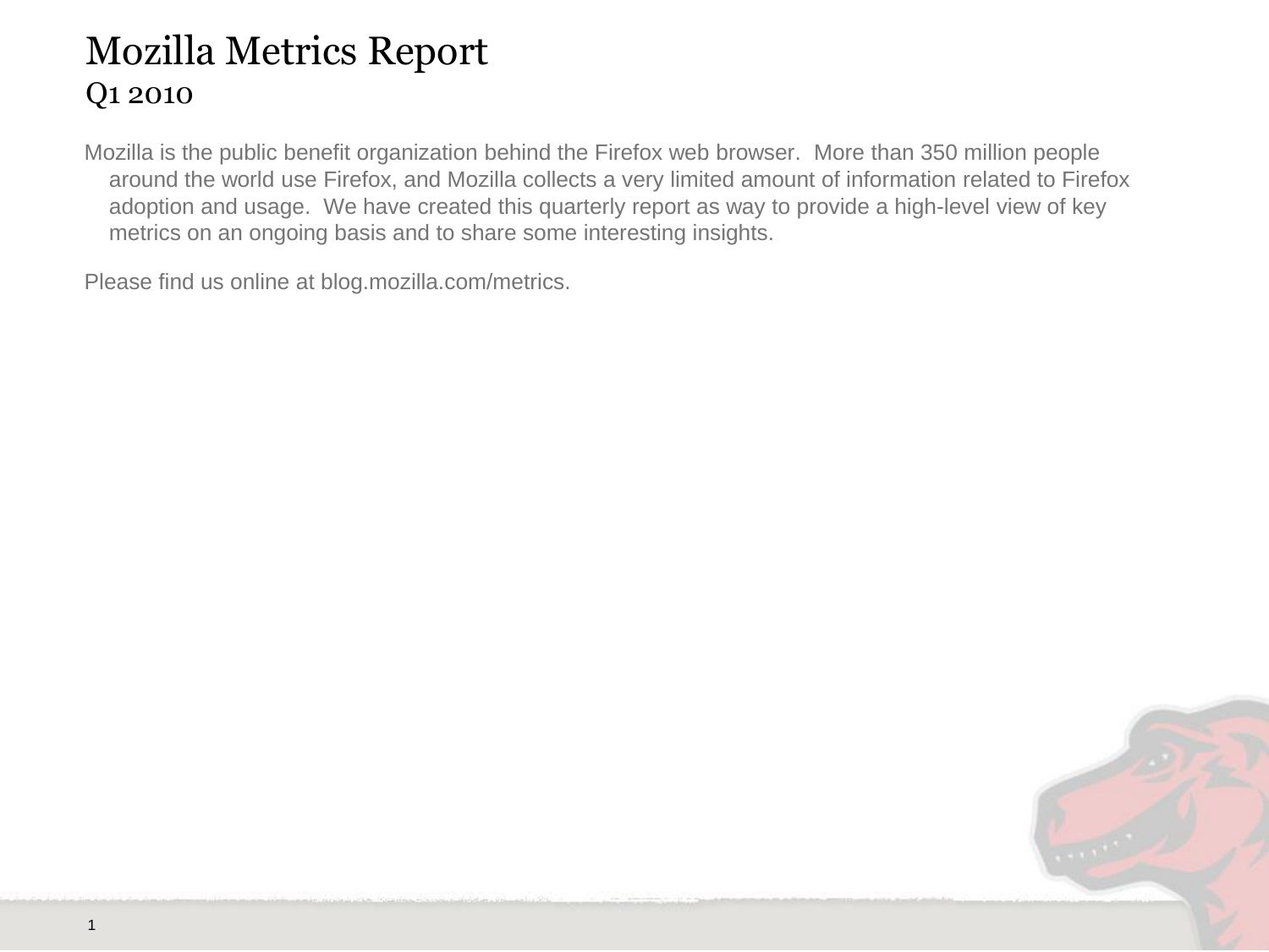# Mozilla Metrics Report
## Q1 2010

Mozilla is the public benefit organization behind the Firefox web browser. More than 350 million people around the world use Firefox, and Mozilla collects a very limited amount of information related to Firefox adoption and usage. We have created this quarterly report as way to provide a high-level view of key metrics on an ongoing basis and to share some interesting insights.

Please find us online at blog.mozilla.com/metrics.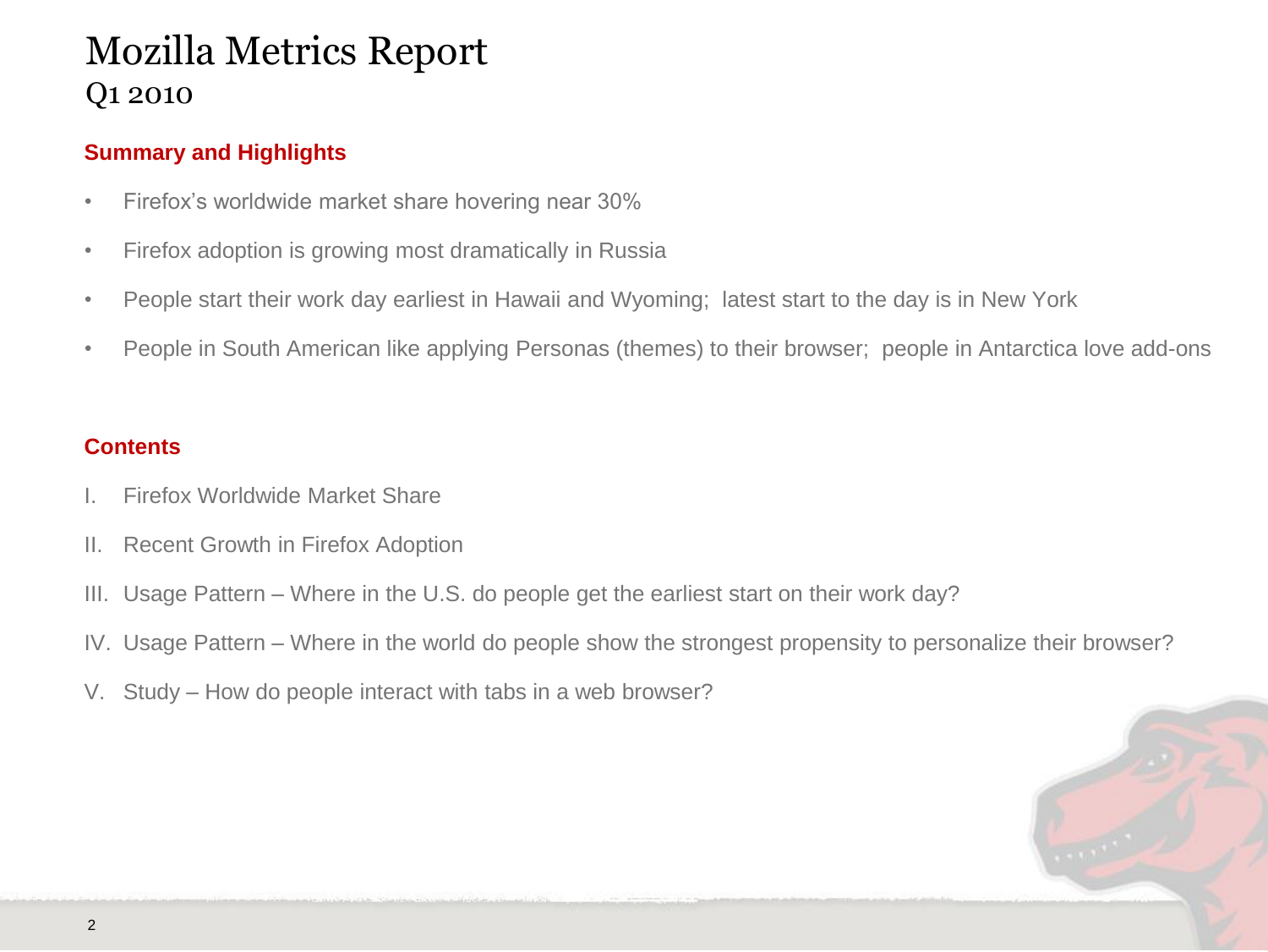# Mozilla Metrics Report
## Q1 2010

### Summary and Highlights

- Firefox's worldwide market share hovering near 30%
- Firefox adoption is growing most dramatically in Russia
- People start their work day earliest in Hawaii and Wyoming; latest start to the day is in New York
- People in South American like applying Personas (themes) to their browser; people in Antarctica love add-ons

### Contents

I. Firefox Worldwide Market Share

II. Recent Growth in Firefox Adoption

III. Usage Pattern – Where in the U.S. do people get the earliest start on their work day?

IV. Usage Pattern – Where in the world do people show the strongest propensity to personalize their browser?

V. Study – How do people interact with tabs in a web browser?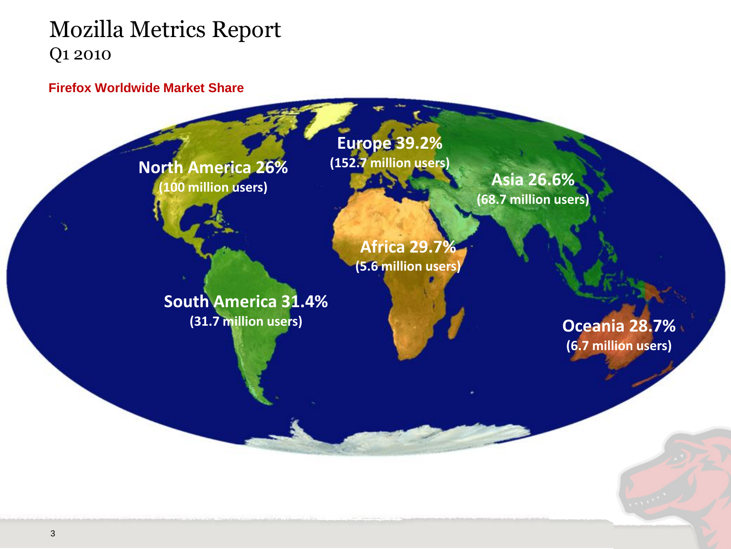# Mozilla Metrics Report

Q1 2010

## Firefox Worldwide Market Share

North America 26%
(100 million users)

Europe 39.2%
(152.7 million users)

Asia 26.6%
(68.7 million users)

Africa 29.7%
(5.6 million users)

South America 31.4%
(31.7 million users)

Oceania 28.7%
(6.7 million users)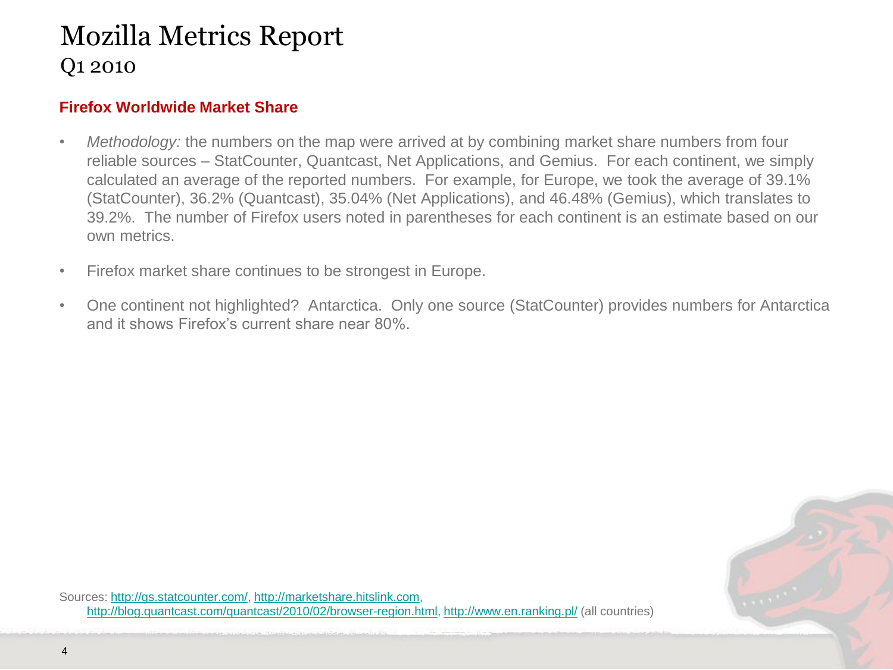# Mozilla Metrics Report

## Q1 2010

### Firefox Worldwide Market Share

- *Methodology:* the numbers on the map were arrived at by combining market share numbers from four reliable sources – StatCounter, Quantcast, Net Applications, and Gemius. For each continent, we simply calculated an average of the reported numbers. For example, for Europe, we took the average of 39.1% (StatCounter), 36.2% (Quantcast), 35.04% (Net Applications), and 46.48% (Gemius), which translates to 39.2%. The number of Firefox users noted in parentheses for each continent is an estimate based on our own metrics.
- Firefox market share continues to be strongest in Europe.
- One continent not highlighted? Antarctica. Only one source (StatCounter) provides numbers for Antarctica and it shows Firefox's current share near 80%.

Sources: http://gs.statcounter.com/, http://marketshare.hitslink.com, http://blog.quantcast.com/quantcast/2010/02/browser-region.html, http://www.en.ranking.pl/ (all countries)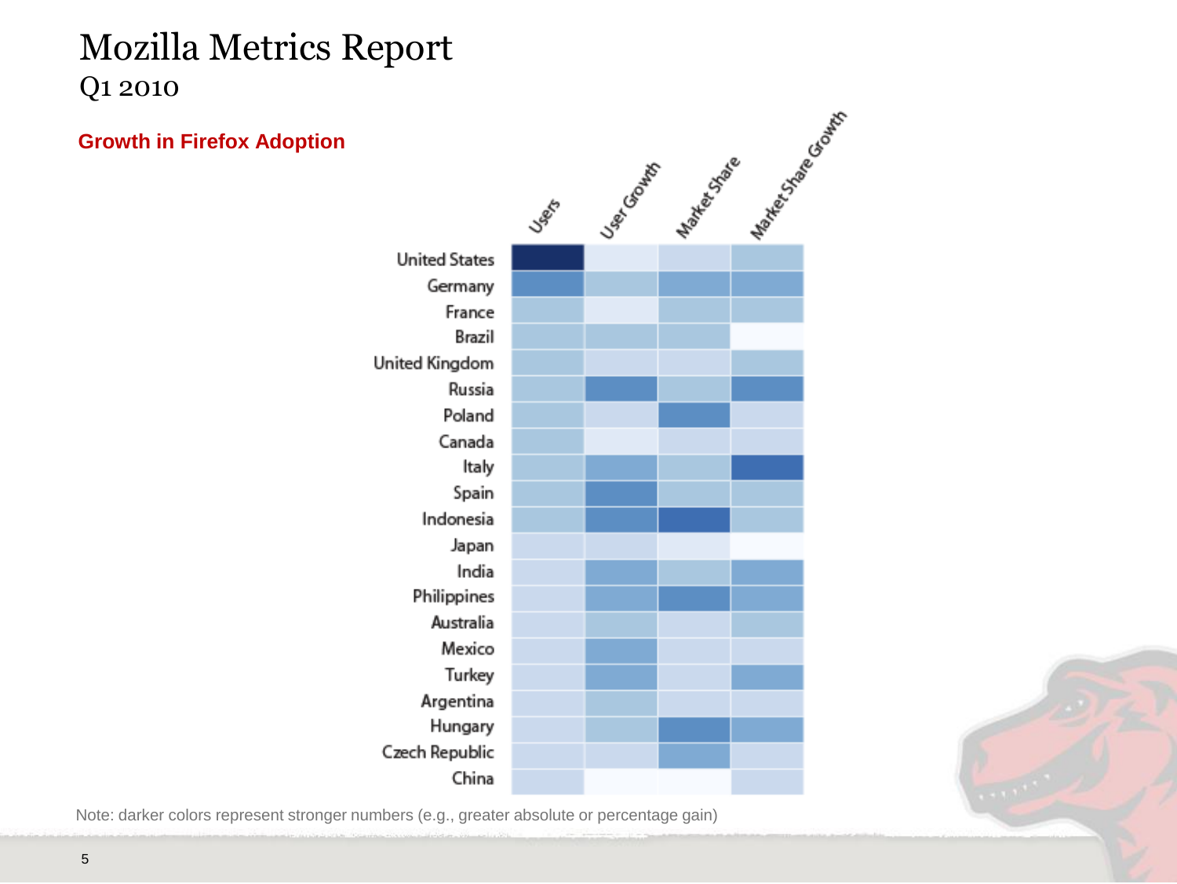# Mozilla Metrics Report

Q1 2010

## Growth in Firefox Adoption

Users

User Growth

Market Share

Market Share Growth

United States

Germany

France

Brazil

United Kingdom

Russia

Poland

Canada

Italy

Spain

Indonesia

Japan

India

Philippines

Australia

Mexico

Turkey

Argentina

Hungary

Czech Republic

China

Note: darker colors represent stronger numbers (e.g., greater absolute or percentage gain)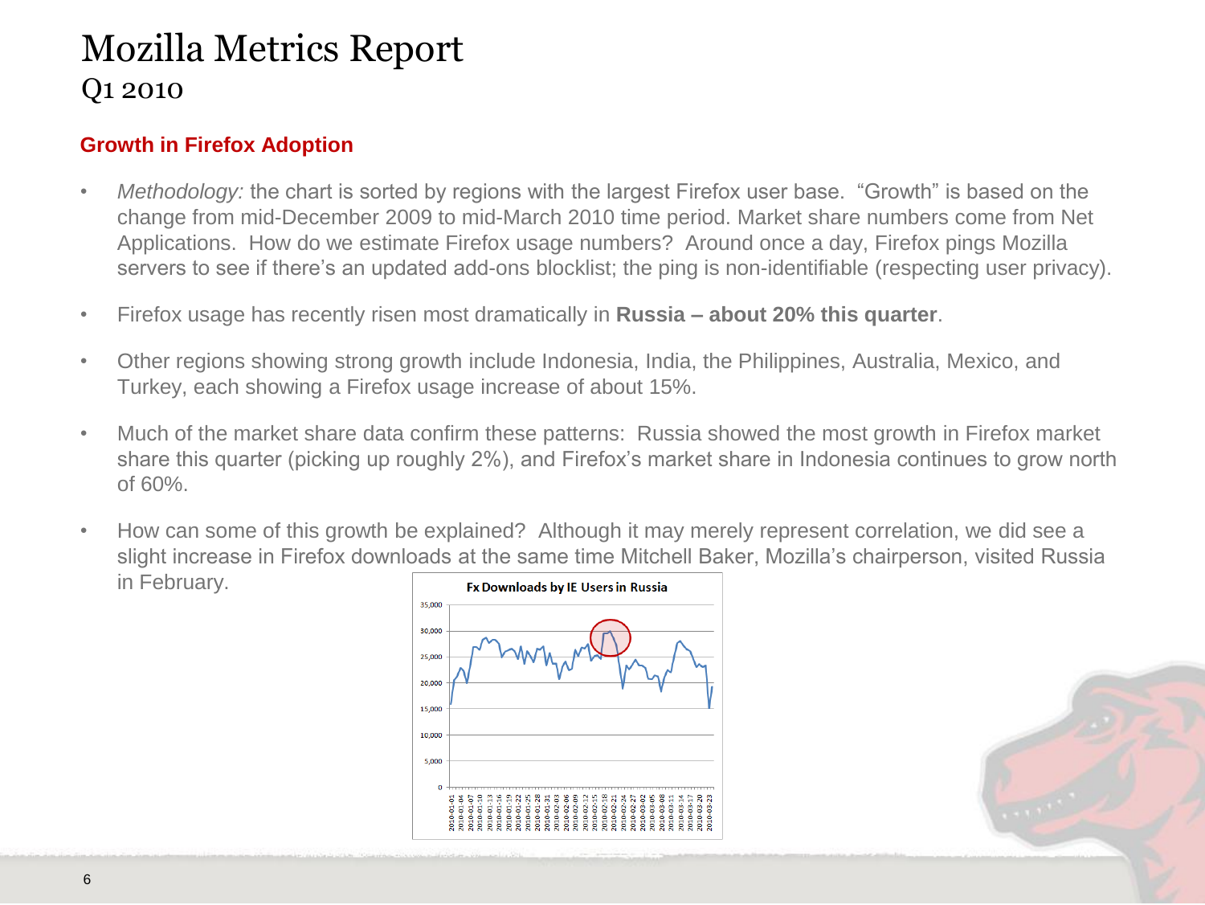# Mozilla Metrics Report

Q1 2010

## Growth in Firefox Adoption

- *Methodology:* the chart is sorted by regions with the largest Firefox user base. “Growth” is based on the change from mid-December 2009 to mid-March 2010 time period. Market share numbers come from Net Applications. How do we estimate Firefox usage numbers? Around once a day, Firefox pings Mozilla servers to see if there’s an updated add-ons blocklist; the ping is non-identifiable (respecting user privacy).
- Firefox usage has recently risen most dramatically in **Russia – about 20% this quarter**.
- Other regions showing strong growth include Indonesia, India, the Philippines, Australia, Mexico, and Turkey, each showing a Firefox usage increase of about 15%.
- Much of the market share data confirm these patterns: Russia showed the most growth in Firefox market share this quarter (picking up roughly 2%), and Firefox’s market share in Indonesia continues to grow north of 60%.
- How can some of this growth be explained? Although it may merely represent correlation, we did see a slight increase in Firefox downloads at the same time Mitchell Baker, Mozilla’s chairperson, visited Russia in February.

Fx Downloads by IE Users in Russia

35,000
30,000
25,000
20,000
15,000
10,000
5,000
0

2010-01-01, 2010-01-04, 2010-01-07, 2010-01-10, 2010-01-13, 2010-01-16, 2010-01-19, 2010-01-22, 2010-01-25, 2010-01-28, 2010-01-31, 2010-02-03, 2010-02-06, 2010-02-09, 2010-02-12, 2010-02-15, 2010-02-18, 2010-02-21, 2010-02-24, 2010-02-27, 2010-03-02, 2010-03-05, 2010-03-08, 2010-03-11, 2010-03-14, 2010-03-17, 2010-03-20, 2010-03-23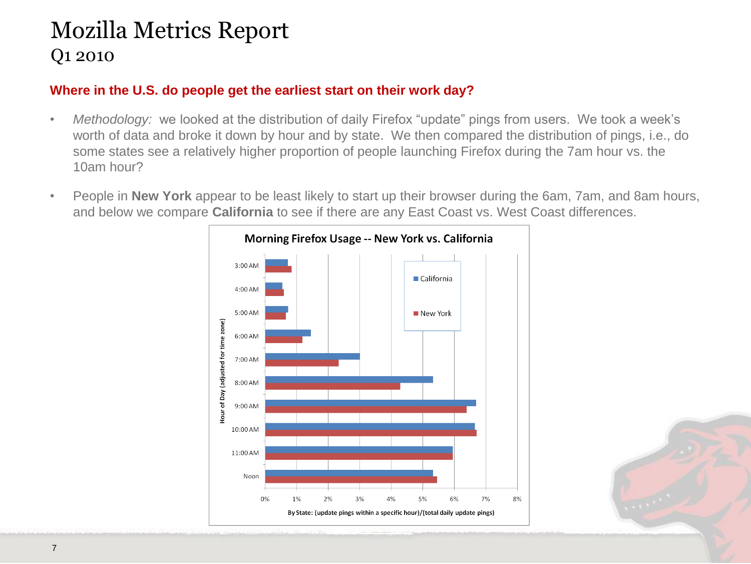# Mozilla Metrics Report

## Q1 2010

### Where in the U.S. do people get the earliest start on their work day?

- *Methodology:* we looked at the distribution of daily Firefox "update" pings from users. We took a week's worth of data and broke it down by hour and by state. We then compared the distribution of pings, i.e., do some states see a relatively higher proportion of people launching Firefox during the 7am hour vs. the 10am hour?
- People in **New York** appear to be least likely to start up their browser during the 6am, 7am, and 8am hours, and below we compare **California** to see if there are any East Coast vs. West Coast differences.

Morning Firefox Usage -- New York vs. California

California

New York

Hour of Day (adjusted for time zone)

3:00 AM
4:00 AM
5:00 AM
6:00 AM
7:00 AM
8:00 AM
9:00 AM
10:00 AM
11:00 AM
Noon

0%
1%
2%
3%
4%
5%
6%
7%
8%

By State: (update pings within a specific hour)/(total daily update pings)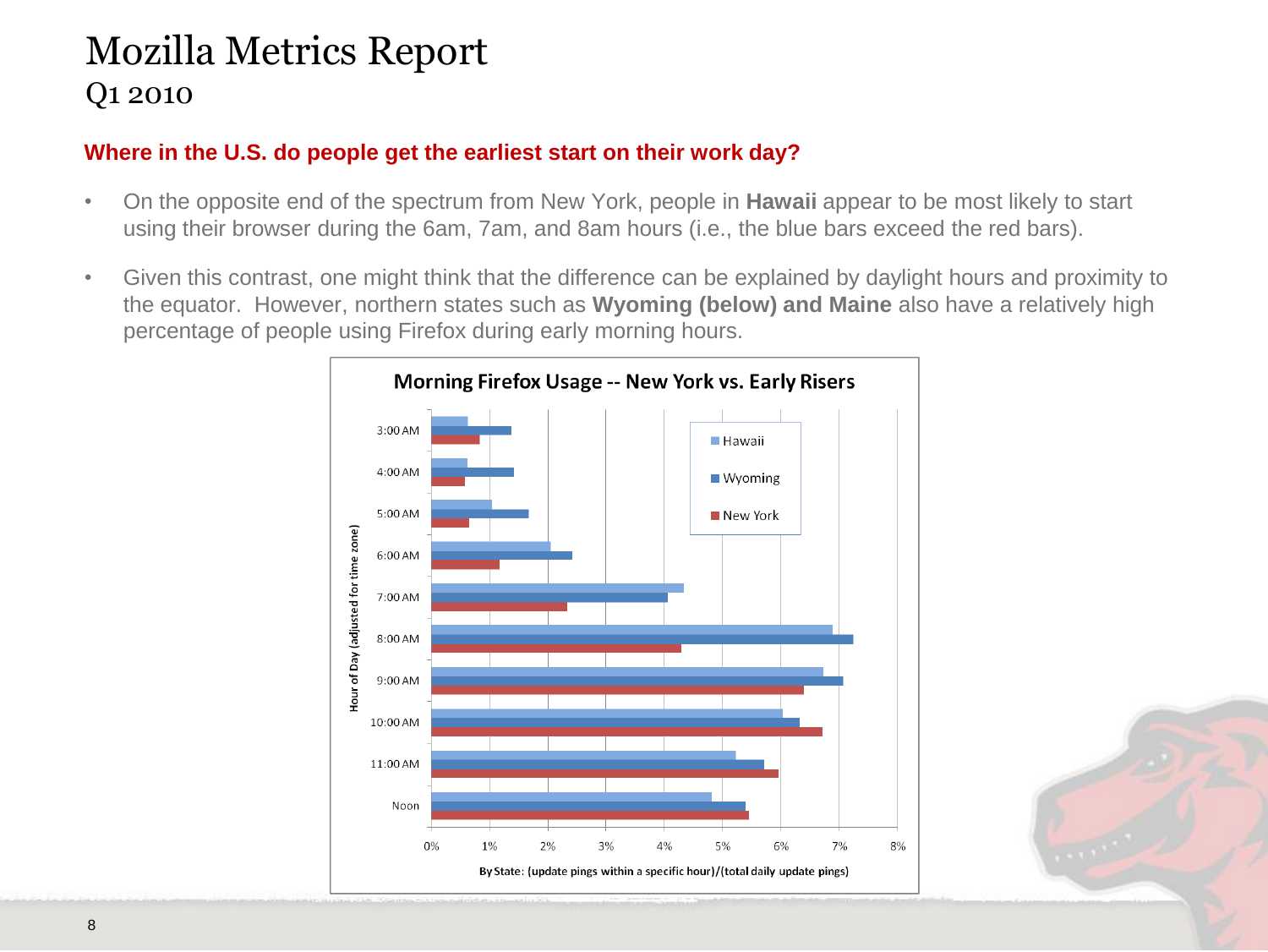# Mozilla Metrics Report

Q1 2010

## Where in the U.S. do people get the earliest start on their work day?

- On the opposite end of the spectrum from New York, people in **Hawaii** appear to be most likely to start using their browser during the 6am, 7am, and 8am hours (i.e., the blue bars exceed the red bars).
- Given this contrast, one might think that the difference can be explained by daylight hours and proximity to the equator. However, northern states such as **Wyoming (below) and Maine** also have a relatively high percentage of people using Firefox during early morning hours.

Morning Firefox Usage -- New York vs. Early Risers

Hawaii
Wyoming
New York

Hour of Day (adjusted for time zone)

3:00 AM
4:00 AM
5:00 AM
6:00 AM
7:00 AM
8:00 AM
9:00 AM
10:00 AM
11:00 AM
Noon

0% 1% 2% 3% 4% 5% 6% 7% 8%

By State: (update pings within a specific hour)/(total daily update pings)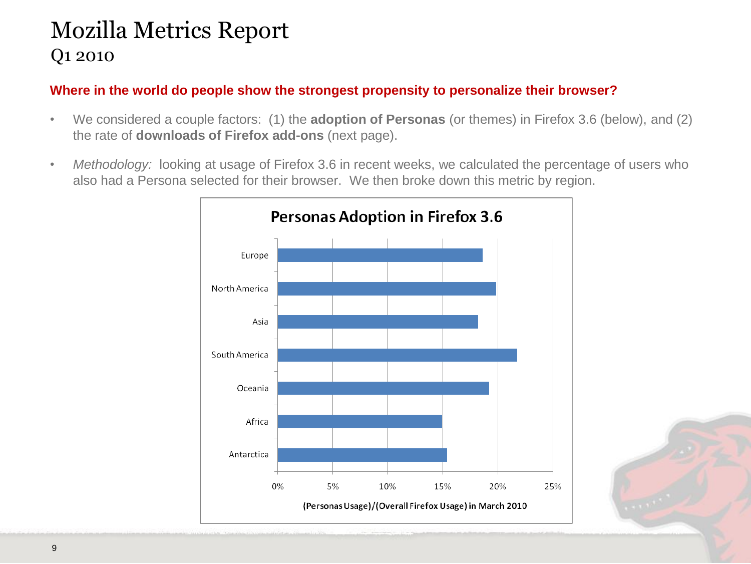# Mozilla Metrics Report

## Q1 2010

**Where in the world do people show the strongest propensity to personalize their browser?**

- We considered a couple factors: (1) the **adoption of Personas** (or themes) in Firefox 3.6 (below), and (2) the rate of **downloads of Firefox add-ons** (next page).
- *Methodology:* looking at usage of Firefox 3.6 in recent weeks, we calculated the percentage of users who also had a Persona selected for their browser. We then broke down this metric by region.

**Personas Adoption in Firefox 3.6**

Europe
North America
Asia
South America
Oceania
Africa
Antarctica

0% 5% 10% 15% 20% 25%

(Personas Usage)/(Overall Firefox Usage) in March 2010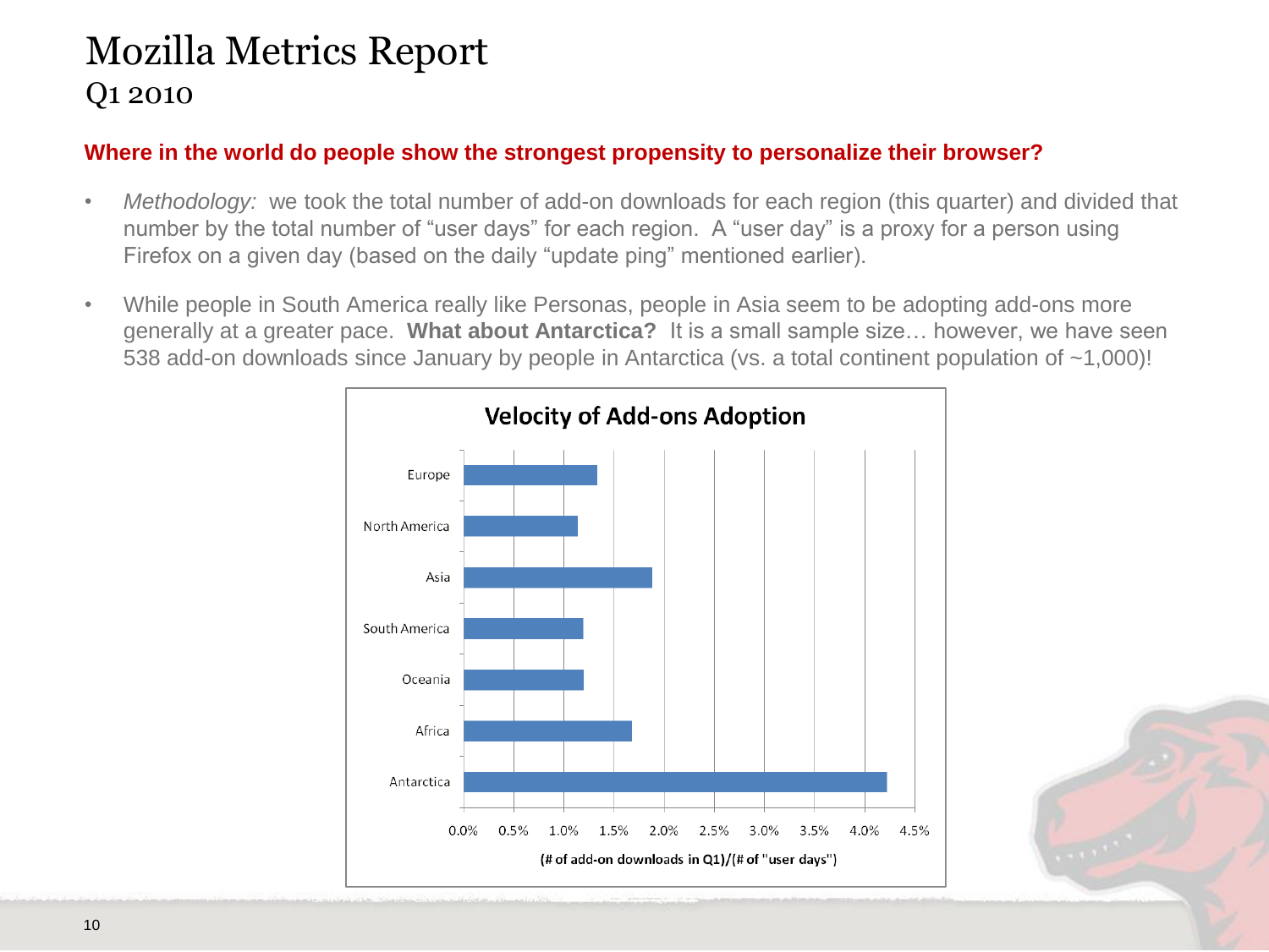# Mozilla Metrics Report

## Q1 2010

**Where in the world do people show the strongest propensity to personalize their browser?**

- *Methodology:* we took the total number of add-on downloads for each region (this quarter) and divided that number by the total number of "user days" for each region. A "user day" is a proxy for a person using Firefox on a given day (based on the daily "update ping" mentioned earlier).
- While people in South America really like Personas, people in Asia seem to be adopting add-ons more generally at a greater pace. **What about Antarctica?** It is a small sample size… however, we have seen 538 add-on downloads since January by people in Antarctica (vs. a total continent population of ~1,000)!

Velocity of Add-ons Adoption

Europe
North America
Asia
South America
Oceania
Africa
Antarctica

0.0% 0.5% 1.0% 1.5% 2.0% 2.5% 3.0% 3.5% 4.0% 4.5%

(# of add-on downloads in Q1)/(# of "user days")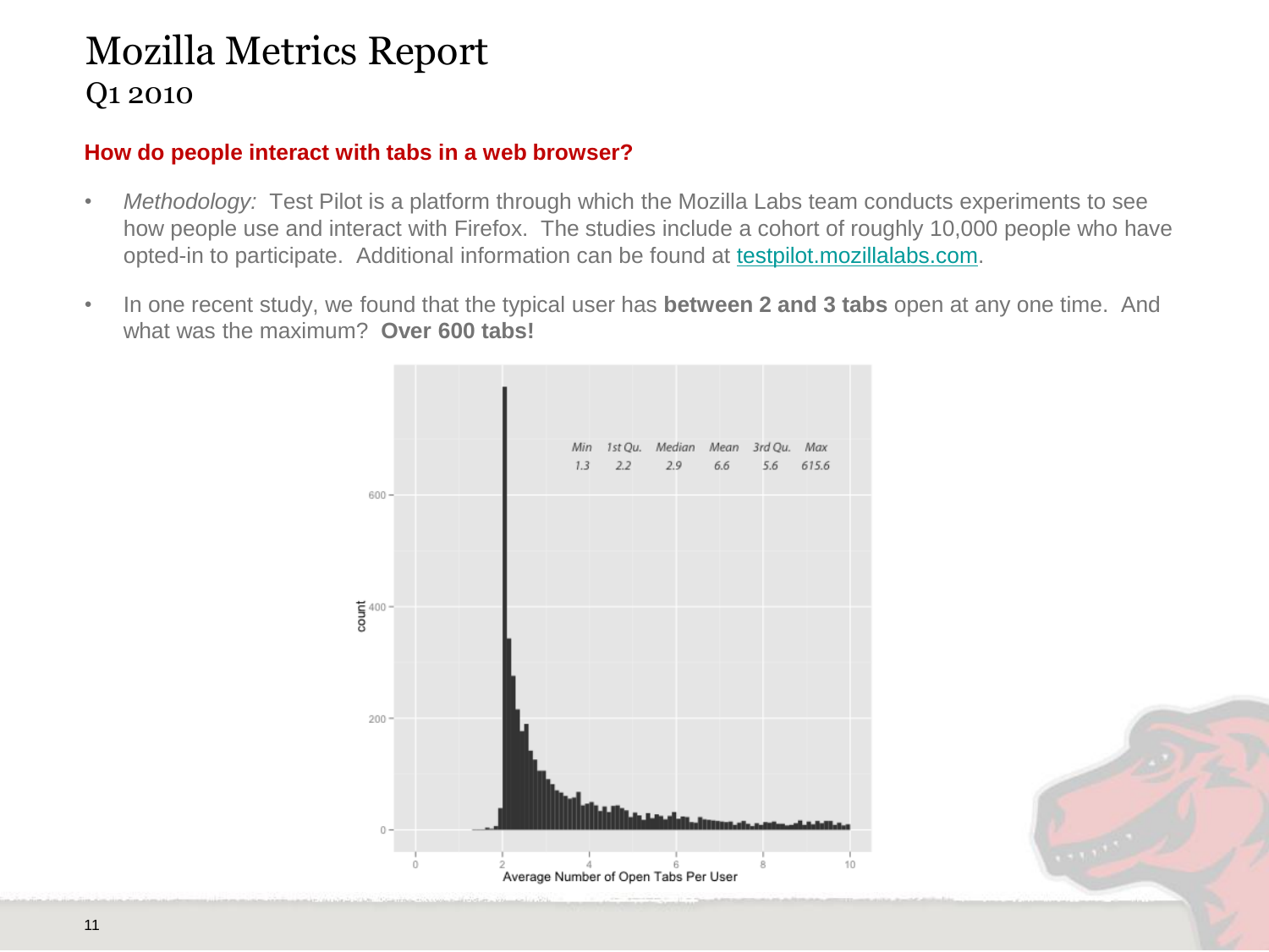# Mozilla Metrics Report

## Q1 2010

### How do people interact with tabs in a web browser?

- *Methodology:* Test Pilot is a platform through which the Mozilla Labs team conducts experiments to see how people use and interact with Firefox. The studies include a cohort of roughly 10,000 people who have opted-in to participate. Additional information can be found at testpilot.mozillalabs.com.
- In one recent study, we found that the typical user has **between 2 and 3 tabs** open at any one time. And what was the maximum? **Over 600 tabs!**

Min 1.3
1st Qu. 2.2
Median 2.9
Mean 6.6
3rd Qu. 5.6
Max 615.6

count
0
200
400
600

0
2
4
6
8
10
Average Number of Open Tabs Per User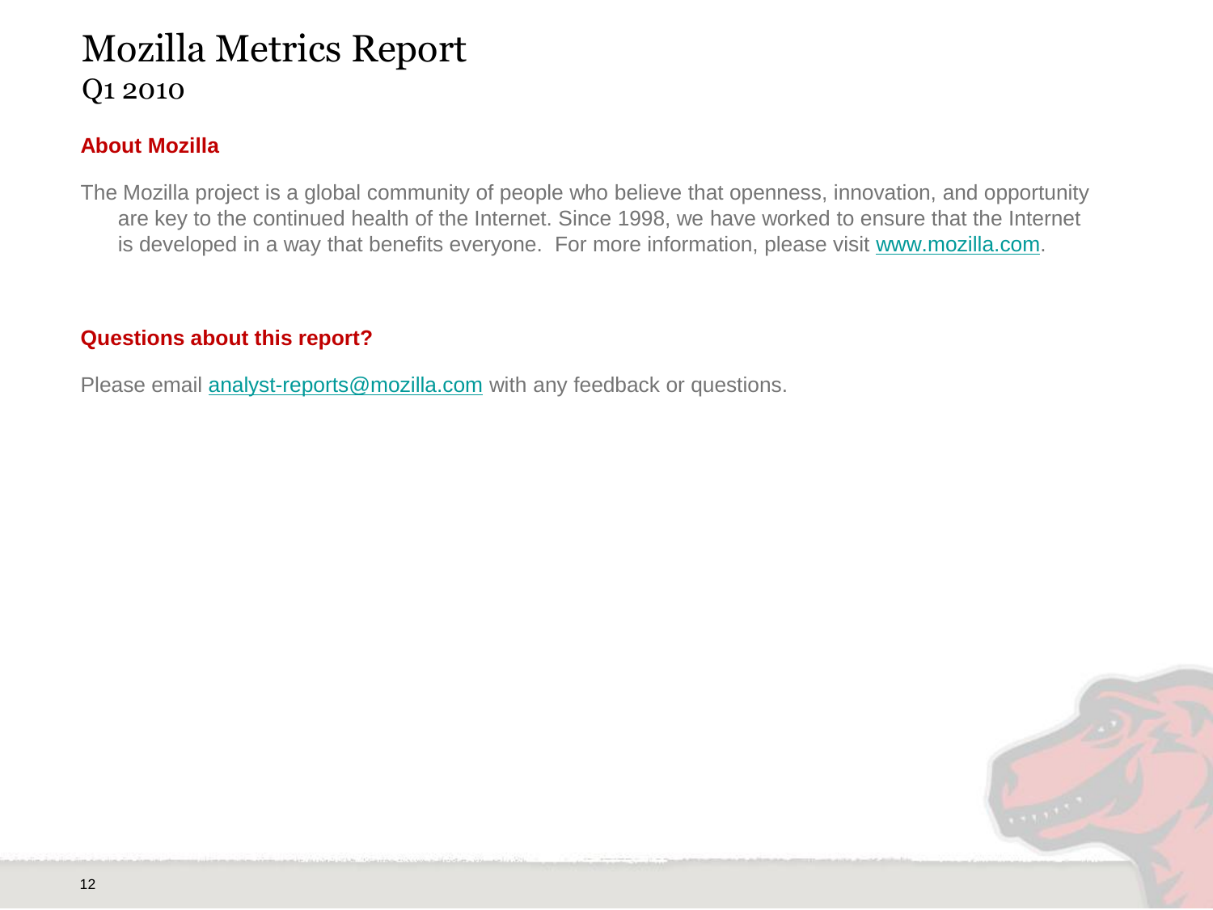# Mozilla Metrics Report

## Q1 2010

### About Mozilla

The Mozilla project is a global community of people who believe that openness, innovation, and opportunity are key to the continued health of the Internet. Since 1998, we have worked to ensure that the Internet is developed in a way that benefits everyone. For more information, please visit www.mozilla.com.

### Questions about this report?

Please email analyst-reports@mozilla.com with any feedback or questions.